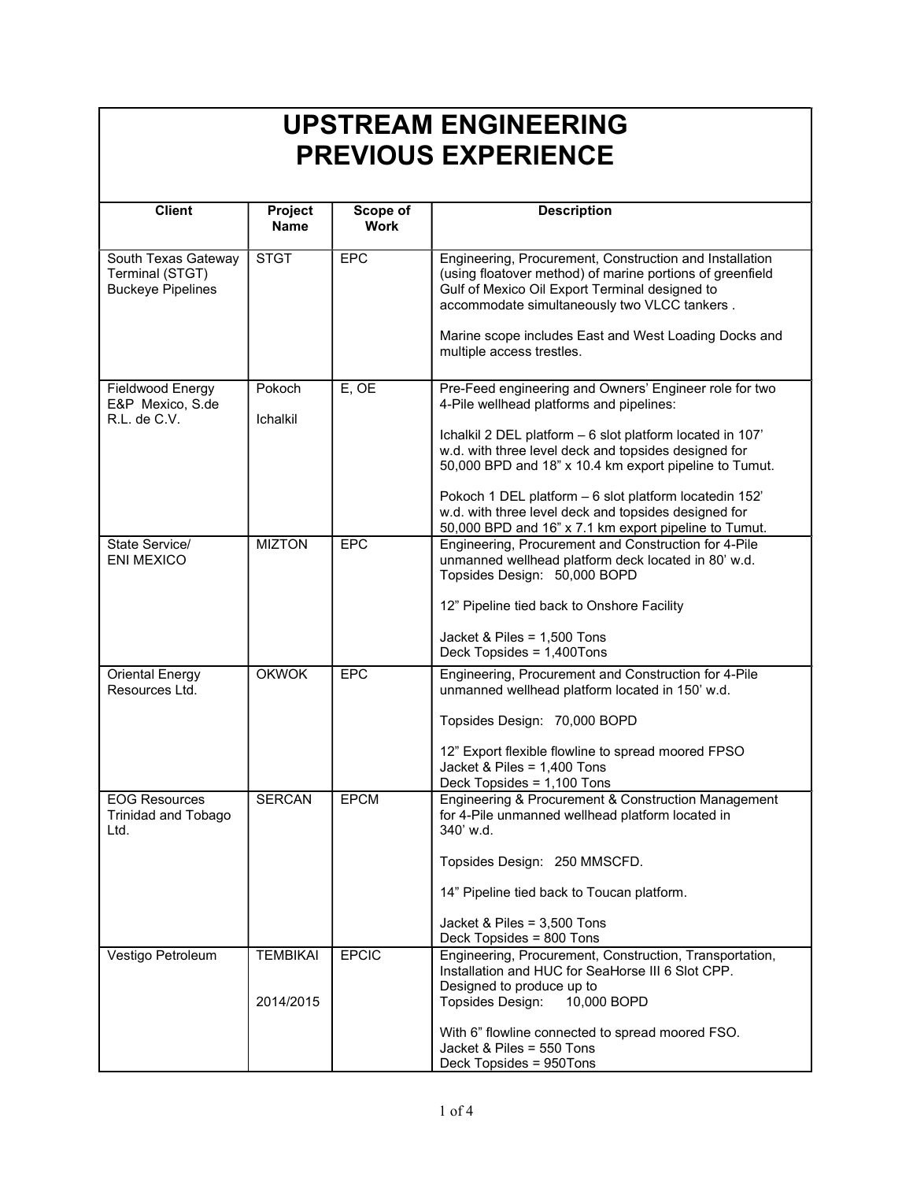# UPSTREAM ENGINEERING
# PREVIOUS EXPERIENCE

| Client | Project Name | Scope of Work | Description |
|---|---|---|---|
| South Texas Gateway Terminal (STGT) Buckeye Pipelines | STGT | EPC | Engineering, Procurement, Construction and Installation (using floatover method) of marine portions of greenfield Gulf of Mexico Oil Export Terminal designed to accommodate simultaneously two VLCC tankers .<br><br>Marine scope includes East and West Loading Docks and multiple access trestles. |
| Fieldwood Energy E&P Mexico, S.de R.L. de C.V. | Pokoch<br><br>Ichalkil | E, OE | Pre-Feed engineering and Owners' Engineer role for two 4-Pile wellhead platforms and pipelines:<br><br>Ichalkil 2 DEL platform – 6 slot platform located in 107' w.d. with three level deck and topsides designed for 50,000 BPD and 18" x 10.4 km export pipeline to Tumut.<br><br>Pokoch 1 DEL platform – 6 slot platform locatedin 152' w.d. with three level deck and topsides designed for 50,000 BPD and 16" x 7.1 km export pipeline to Tumut. |
| State Service/ ENI MEXICO | MIZTON | EPC | Engineering, Procurement and Construction for 4-Pile unmanned wellhead platform deck located in 80' w.d.<br>Topsides Design: 50,000 BOPD<br><br>12" Pipeline tied back to Onshore Facility<br><br>Jacket & Piles = 1,500 Tons<br>Deck Topsides = 1,400Tons |
| Oriental Energy Resources Ltd. | OKWOK | EPC | Engineering, Procurement and Construction for 4-Pile unmanned wellhead platform located in 150' w.d.<br><br>Topsides Design: 70,000 BOPD<br><br>12" Export flexible flowline to spread moored FPSO<br>Jacket & Piles = 1,400 Tons<br>Deck Topsides = 1,100 Tons |
| EOG Resources Trinidad and Tobago Ltd. | SERCAN | EPCM | Engineering & Procurement & Construction Management for 4-Pile unmanned wellhead platform located in 340' w.d.<br><br>Topsides Design: 250 MMSCFD.<br><br>14" Pipeline tied back to Toucan platform.<br><br>Jacket & Piles = 3,500 Tons<br>Deck Topsides = 800 Tons |
| Vestigo Petroleum | TEMBIKAI<br><br>2014/2015 | EPCIC | Engineering, Procurement, Construction, Transportation, Installation and HUC for SeaHorse III 6 Slot CPP.<br>Designed to produce up to<br>Topsides Design: 10,000 BOPD<br><br>With 6" flowline connected to spread moored FSO.<br>Jacket & Piles = 550 Tons<br>Deck Topsides = 950Tons |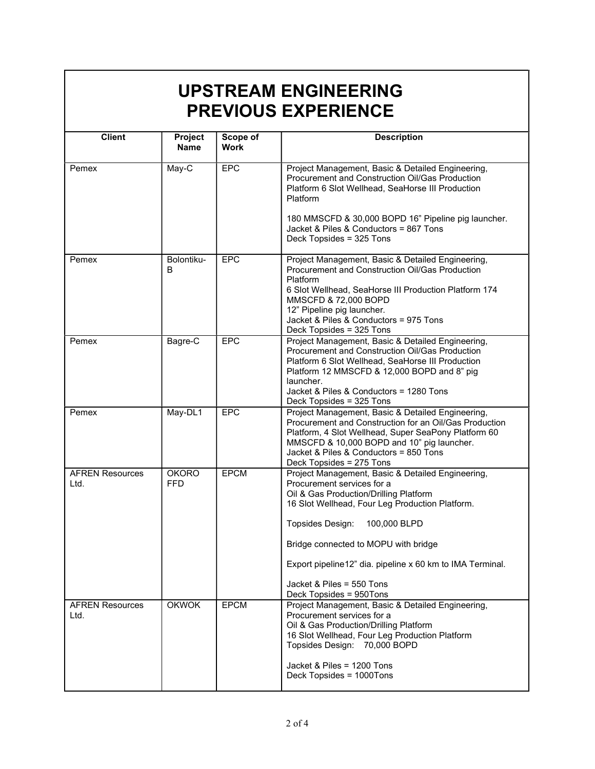# UPSTREAM ENGINEERING PREVIOUS EXPERIENCE

| Client | Project Name | Scope of Work | Description |
|---|---|---|---|
| Pemex | May-C | EPC | Project Management, Basic & Detailed Engineering, Procurement and Construction Oil/Gas Production Platform 6 Slot Wellhead, SeaHorse III Production Platform<br><br>180 MMSCFD & 30,000 BOPD 16" Pipeline pig launcher.<br>Jacket & Piles & Conductors = 867 Tons<br>Deck Topsides = 325 Tons |
| Pemex | Bolontiku-B | EPC | Project Management, Basic & Detailed Engineering, Procurement and Construction Oil/Gas Production Platform<br>6 Slot Wellhead, SeaHorse III Production Platform 174 MMSCFD & 72,000 BOPD<br>12" Pipeline pig launcher.<br>Jacket & Piles & Conductors = 975 Tons<br>Deck Topsides = 325 Tons |
| Pemex | Bagre-C | EPC | Project Management, Basic & Detailed Engineering, Procurement and Construction Oil/Gas Production Platform 6 Slot Wellhead, SeaHorse III Production Platform 12 MMSCFD & 12,000 BOPD and 8" pig launcher.<br>Jacket & Piles & Conductors = 1280 Tons<br>Deck Topsides = 325 Tons |
| Pemex | May-DL1 | EPC | Project Management, Basic & Detailed Engineering, Procurement and Construction for an Oil/Gas Production Platform, 4 Slot Wellhead, Super SeaPony Platform 60 MMSCFD & 10,000 BOPD and 10" pig launcher.<br>Jacket & Piles & Conductors = 850 Tons<br>Deck Topsides = 275 Tons |
| AFREN Resources Ltd. | OKORO FFD | EPCM | Project Management, Basic & Detailed Engineering, Procurement services for a<br>Oil & Gas Production/Drilling Platform<br>16 Slot Wellhead, Four Leg Production Platform.<br><br>Topsides Design: 100,000 BLPD<br><br>Bridge connected to MOPU with bridge<br><br>Export pipeline12" dia. pipeline x 60 km to IMA Terminal.<br><br>Jacket & Piles = 550 Tons<br>Deck Topsides = 950Tons |
| AFREN Resources Ltd. | OKWOK | EPCM | Project Management, Basic & Detailed Engineering, Procurement services for a<br>Oil & Gas Production/Drilling Platform<br>16 Slot Wellhead, Four Leg Production Platform<br>Topsides Design: 70,000 BOPD<br><br>Jacket & Piles = 1200 Tons<br>Deck Topsides = 1000Tons |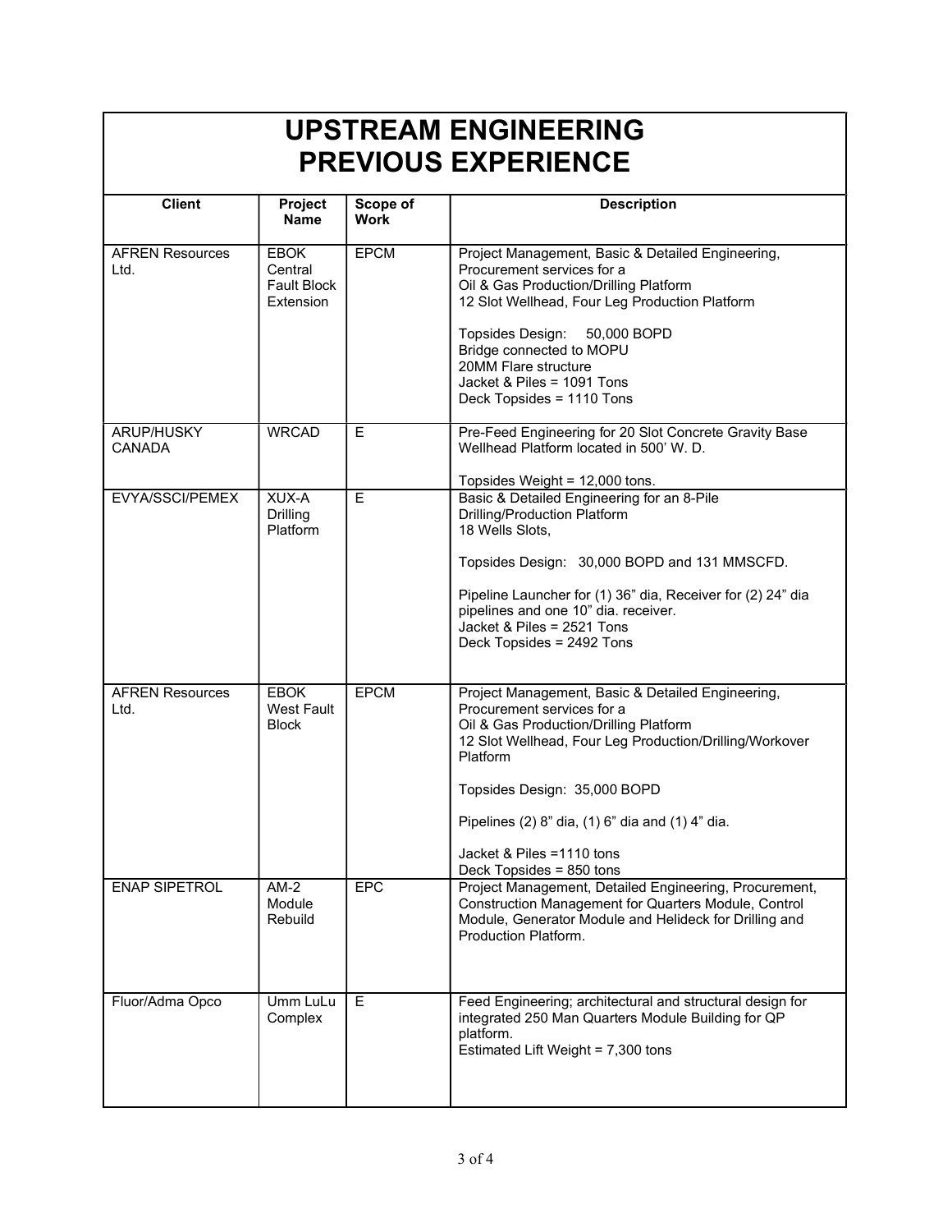# UPSTREAM ENGINEERING PREVIOUS EXPERIENCE

| Client | Project Name | Scope of Work | Description |
|---|---|---|---|
| AFREN Resources Ltd. | EBOK Central Fault Block Extension | EPCM | Project Management, Basic & Detailed Engineering, Procurement services for a Oil & Gas Production/Drilling Platform 12 Slot Wellhead, Four Leg Production Platform<br><br>Topsides Design: 50,000 BOPD<br>Bridge connected to MOPU<br>20MM Flare structure<br>Jacket & Piles = 1091 Tons<br>Deck Topsides = 1110 Tons |
| ARUP/HUSKY CANADA | WRCAD | E | Pre-Feed Engineering for 20 Slot Concrete Gravity Base Wellhead Platform located in 500' W. D.<br><br>Topsides Weight = 12,000 tons. |
| EVYA/SSCI/PEMEX | XUX-A Drilling Platform | E | Basic & Detailed Engineering for an 8-Pile Drilling/Production Platform<br>18 Wells Slots,<br><br>Topsides Design: 30,000 BOPD and 131 MMSCFD.<br><br>Pipeline Launcher for (1) 36" dia, Receiver for (2) 24" dia pipelines and one 10" dia. receiver.<br>Jacket & Piles = 2521 Tons<br>Deck Topsides = 2492 Tons |
| AFREN Resources Ltd. | EBOK West Fault Block | EPCM | Project Management, Basic & Detailed Engineering, Procurement services for a Oil & Gas Production/Drilling Platform 12 Slot Wellhead, Four Leg Production/Drilling/Workover Platform<br><br>Topsides Design: 35,000 BOPD<br><br>Pipelines (2) 8" dia, (1) 6" dia and (1) 4" dia.<br><br>Jacket & Piles =1110 tons<br>Deck Topsides = 850 tons |
| ENAP SIPETROL | AM-2 Module Rebuild | EPC | Project Management, Detailed Engineering, Procurement, Construction Management for Quarters Module, Control Module, Generator Module and Helideck for Drilling and Production Platform. |
| Fluor/Adma Opco | Umm LuLu Complex | E | Feed Engineering; architectural and structural design for integrated 250 Man Quarters Module Building for QP platform.<br>Estimated Lift Weight = 7,300 tons |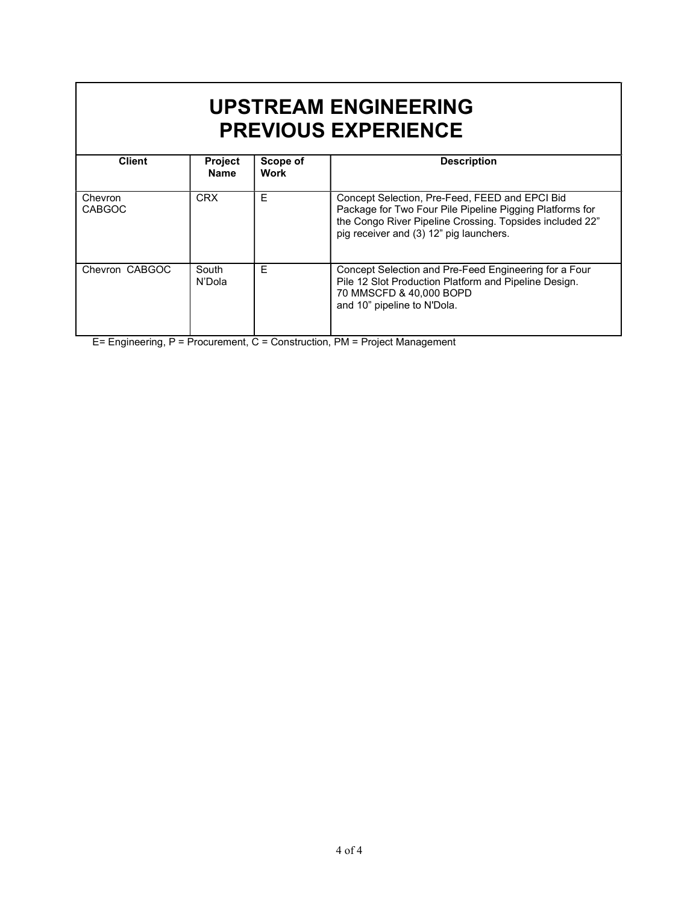# UPSTREAM ENGINEERING PREVIOUS EXPERIENCE

| Client | Project Name | Scope of Work | Description |
|---|---|---|---|
| Chevron CABGOC | CRX | E | Concept Selection, Pre-Feed, FEED and EPCI Bid Package for Two Four Pile Pipeline Pigging Platforms for the Congo River Pipeline Crossing. Topsides included 22" pig receiver and (3) 12" pig launchers. |
| Chevron CABGOC | South N'Dola | E | Concept Selection and Pre-Feed Engineering for a Four Pile 12 Slot Production Platform and Pipeline Design. 70 MMSCFD & 40,000 BOPD and 10" pipeline to N'Dola. |

E= Engineering, P = Procurement, C = Construction, PM = Project Management